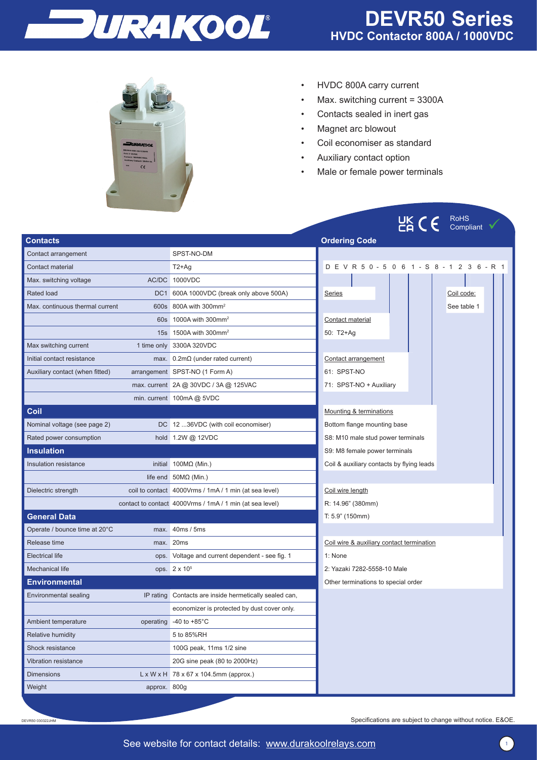# DEVR50 Series

## HVDC Contactor 800A / 1000VDC

- HVDC 800A carry current
- Max. switching current = 3300A
- Contacts sealed in inert gas
- Magnet arc blowout
- Coil economiser as standard
- Auxiliary contact option
- Male or female power terminals

RoHS Compliant

## Contacts

| | | |
|---|---|---|
| Contact arrangement | | SPST-NO-DM |
| Contact material | | T2+Ag |
| Max. switching voltage | AC/DC | 1000VDC |
| Rated load | DC1 | 600A 1000VDC (break only above 500A) |
| Max. continuous thermal current | 600s | 800A with 300mm² |
| | 60s | 1000A with 300mm² |
| | 15s | 1500A with 300mm² |
| Max switching current | 1 time only | 3300A 320VDC |
| Initial contact resistance | max. | 0.2mΩ (under rated current) |
| Auxiliary contact (when fitted) | arrangement | SPST-NO (1 Form A) |
| | max. current | 2A @ 30VDC / 3A @ 125VAC |
| | min. current | 100mA @ 5VDC |

## Coil

| | | |
|---|---|---|
| Nominal voltage (see page 2) | DC | 12 ...36VDC (with coil economiser) |
| Rated power consumption | hold | 1.2W @ 12VDC |

## Insulation

| | | |
|---|---|---|
| Insulation resistance | initial | 100MΩ (Min.) |
| | life end | 50MΩ (Min.) |
| Dielectric strength | coil to contact | 4000Vrms / 1mA / 1 min (at sea level) |
| | contact to contact | 4000Vrms / 1mA / 1 min (at sea level) |

## General Data

| | | |
|---|---|---|
| Operate / bounce time at 20°C | max. | 40ms / 5ms |
| Release time | max. | 20ms |
| Electrical life | ops. | Voltage and current dependent - see fig. 1 |
| Mechanical life | ops. | $2 \times 10^5$ |

## Environmental

| | | |
|---|---|---|
| Environmental sealing | IP rating | Contacts are inside hermetically sealed can, |
| | | economizer is protected by dust cover only. |
| Ambient temperature | operating | -40 to +85°C |
| Relative humidity | | 5 to 85%RH |
| Shock resistance | | 100G peak, 11ms 1/2 sine |
| Vibration resistance | | 20G sine peak (80 to 2000Hz) |
| Dimensions | L x W x H | 78 x 67 x 104.5mm (approx.) |
| Weight | approx. | 800g |

## Ordering Code

D E V R 5 0 - 5 0 6 1 - S 8 - 1 2 3 6 - R 1

**Series**

**Coil code:** See table 1

**Contact material**
50: T2+Ag

**Contact arrangement**
61: SPST-NO
71: SPST-NO + Auxiliary

**Mounting & terminations**
Bottom flange mounting base
S8: M10 male stud power terminals
S9: M8 female power terminals
Coil & auxiliary contacts by flying leads

**Coil wire length**
R: 14.96" (380mm)
T: 5.9" (150mm)

**Coil wire & auxiliary contact termination**
1: None
2: Yazaki 7282-5558-10 Male
Other terminations to special order

DEVR50 030322JHM

Specifications are subject to change without notice. E&OE.

See website for contact details: www.durakoolrelays.com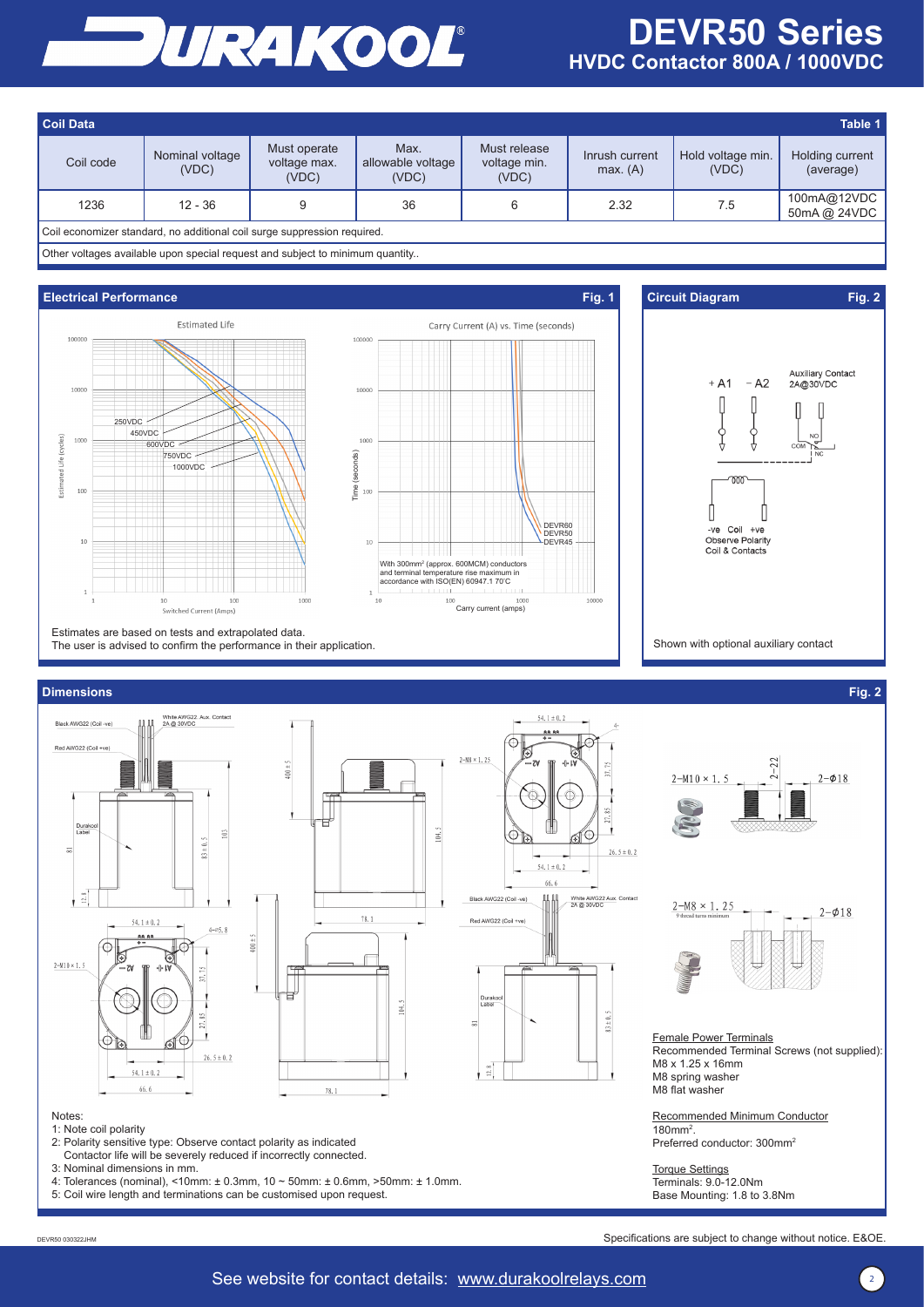# DEVR50 Series
## HVDC Contactor 800A / 1000VDC

### Coil Data — Table 1

| Coil code | Nominal voltage (VDC) | Must operate voltage max. (VDC) | Max. allowable voltage (VDC) | Must release voltage min. (VDC) | Inrush current max. (A) | Hold voltage min. (VDC) | Holding current (average) |
|---|---|---|---|---|---|---|---|
| 1236 | 12 - 36 | 9 | 36 | 6 | 2.32 | 7.5 | 100mA@12VDC 50mA @ 24VDC |

Coil economizer standard, no additional coil surge suppression required.

Other voltages available upon special request and subject to minimum quantity..

### Electrical Performance — Fig. 1

Estimated Life

Estimated Life (cycles)

Switched Current (Amps)

250VDC
450VDC
600VDC
750VDC
1000VDC

Carry Current (A) vs. Time (seconds)

Time (seconds)

Carry current (amps)

DEVR60
DEVR50
DEVR45

With 300mm² (approx. 600MCM) conductors and terminal temperature rise maximum in accordance with ISO(EN) 60947.1 70'C

Estimates are based on tests and extrapolated data.
The user is advised to confirm the performance in their application.

### Circuit Diagram — Fig. 2

+ A1 − A2

Auxiliary Contact 2A@30VDC

NO
COM
NC

-ve Coil +ve
Observe Polarity
Coil & Contacts

Shown with optional auxiliary contact

### Dimensions — Fig. 2

Black AWG22 (Coil -ve)
White AWG22 Aux. Contact 2A @ 30VDC
Red AWG22 (Coil +ve)
Durakool Label

81
83 ± 0.5
103
12.8
400 ± 5
104.5
78.1
54.1 ± 0.2
66.6
4-Φ5.8
2-M10 × 1.5
2-M8 × 1.25
37.75
27.85
26.5 ± 0.2

2-M10 × 1.5
2-22
2-Φ18

2-M8 × 1.25
9 thread turns minimum
2-Φ18

Female Power Terminals
Recommended Terminal Screws (not supplied):
M8 x 1.25 x 16mm
M8 spring washer
M8 flat washer

Recommended Minimum Conductor
180mm².
Preferred conductor: 300mm²

Torque Settings
Terminals: 9.0-12.0Nm
Base Mounting: 1.8 to 3.8Nm

Notes:
1: Note coil polarity
2: Polarity sensitive type: Observe contact polarity as indicated
Contactor life will be severely reduced if incorrectly connected.
3: Nominal dimensions in mm.
4: Tolerances (nominal), <10mm: ± 0.3mm, 10 ~ 50mm: ± 0.6mm, >50mm: ± 1.0mm.
5: Coil wire length and terminations can be customised upon request.

DEVR50 030322JHM

Specifications are subject to change without notice. E&OE.

See website for contact details: www.durakoolrelays.com